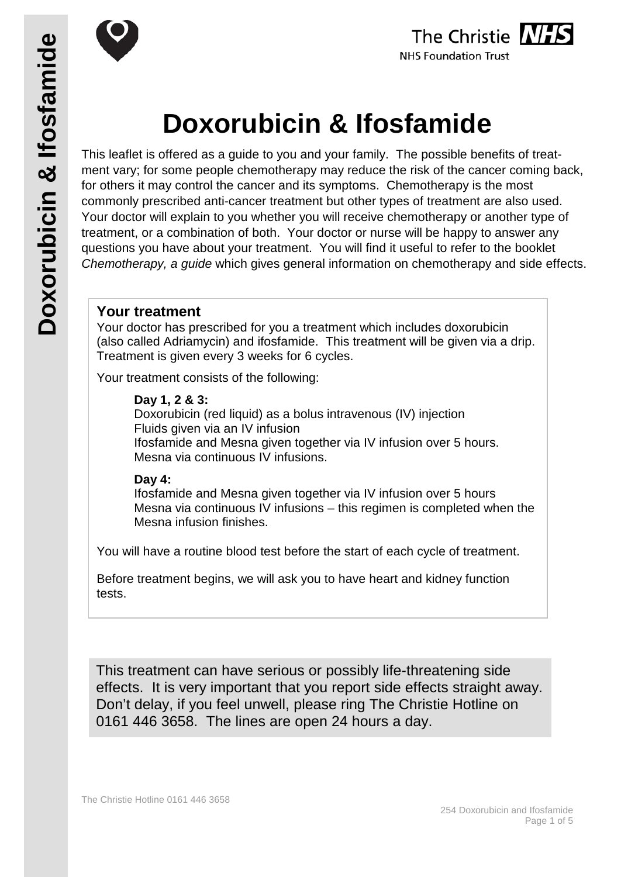# Doxorubicin & Ifosfamide

This leaflet is offered as a guide to you and your family. The possible benefits of treatment vary; for some people chemotherapy may reduce the risk of the cancer coming back, for others it may control the cancer and its symptoms. Chemotherapy is the most commonly prescribed anti-cancer treatment but other types of treatment are also used. Your doctor will explain to you whether you will receive chemotherapy or another type of treatment, or a combination of both. Your doctor or nurse will be happy to answer any questions you have about your treatment. You will find it useful to refer to the booklet *Chemotherapy, a guide* which gives general information on chemotherapy and side effects.

## Your treatment

Your doctor has prescribed for you a treatment which includes doxorubicin (also called Adriamycin) and ifosfamide. This treatment will be given via a drip. Treatment is given every 3 weeks for 6 cycles.

Your treatment consists of the following:

**Day 1, 2 & 3:**
Doxorubicin (red liquid) as a bolus intravenous (IV) injection
Fluids given via an IV infusion
Ifosfamide and Mesna given together via IV infusion over 5 hours.
Mesna via continuous IV infusions.

**Day 4:**
Ifosfamide and Mesna given together via IV infusion over 5 hours
Mesna via continuous IV infusions – this regimen is completed when the Mesna infusion finishes.

You will have a routine blood test before the start of each cycle of treatment.

Before treatment begins, we will ask you to have heart and kidney function tests.

This treatment can have serious or possibly life-threatening side effects. It is very important that you report side effects straight away. Don't delay, if you feel unwell, please ring The Christie Hotline on 0161 446 3658. The lines are open 24 hours a day.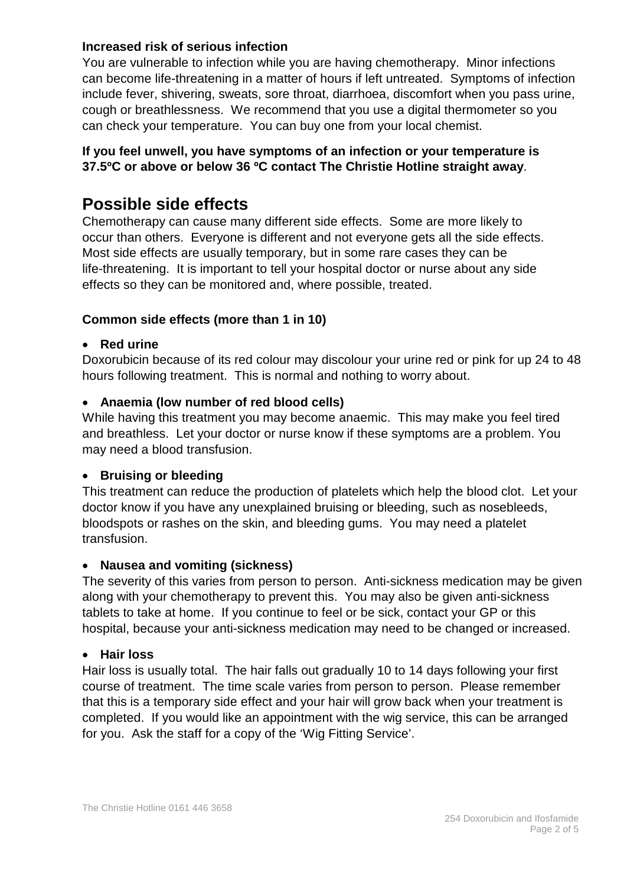**Increased risk of serious infection**

You are vulnerable to infection while you are having chemotherapy. Minor infections can become life-threatening in a matter of hours if left untreated. Symptoms of infection include fever, shivering, sweats, sore throat, diarrhoea, discomfort when you pass urine, cough or breathlessness. We recommend that you use a digital thermometer so you can check your temperature. You can buy one from your local chemist.

**If you feel unwell, you have symptoms of an infection or your temperature is 37.5ºC or above or below 36 ºC contact The Christie Hotline straight away**.

# Possible side effects

Chemotherapy can cause many different side effects. Some are more likely to occur than others. Everyone is different and not everyone gets all the side effects. Most side effects are usually temporary, but in some rare cases they can be life-threatening. It is important to tell your hospital doctor or nurse about any side effects so they can be monitored and, where possible, treated.

**Common side effects (more than 1 in 10)**

- **Red urine**

Doxorubicin because of its red colour may discolour your urine red or pink for up 24 to 48 hours following treatment. This is normal and nothing to worry about.

- **Anaemia (low number of red blood cells)**

While having this treatment you may become anaemic. This may make you feel tired and breathless. Let your doctor or nurse know if these symptoms are a problem. You may need a blood transfusion.

- **Bruising or bleeding**

This treatment can reduce the production of platelets which help the blood clot. Let your doctor know if you have any unexplained bruising or bleeding, such as nosebleeds, bloodspots or rashes on the skin, and bleeding gums. You may need a platelet transfusion.

- **Nausea and vomiting (sickness)**

The severity of this varies from person to person. Anti-sickness medication may be given along with your chemotherapy to prevent this. You may also be given anti-sickness tablets to take at home. If you continue to feel or be sick, contact your GP or this hospital, because your anti-sickness medication may need to be changed or increased.

- **Hair loss**

Hair loss is usually total. The hair falls out gradually 10 to 14 days following your first course of treatment. The time scale varies from person to person. Please remember that this is a temporary side effect and your hair will grow back when your treatment is completed. If you would like an appointment with the wig service, this can be arranged for you. Ask the staff for a copy of the 'Wig Fitting Service'.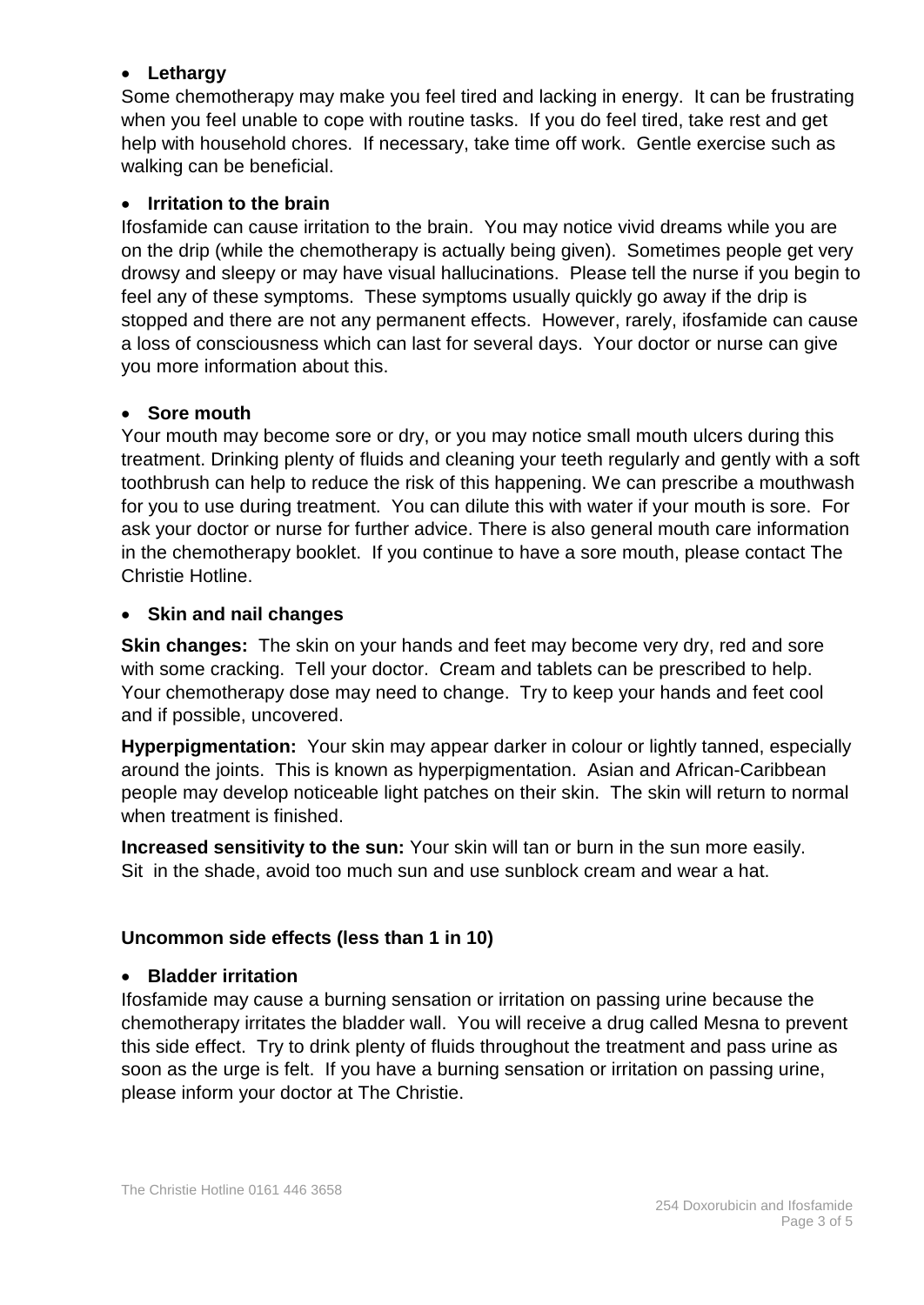- **Lethargy**

Some chemotherapy may make you feel tired and lacking in energy. It can be frustrating when you feel unable to cope with routine tasks. If you do feel tired, take rest and get help with household chores. If necessary, take time off work. Gentle exercise such as walking can be beneficial.

- **Irritation to the brain**

Ifosfamide can cause irritation to the brain. You may notice vivid dreams while you are on the drip (while the chemotherapy is actually being given). Sometimes people get very drowsy and sleepy or may have visual hallucinations. Please tell the nurse if you begin to feel any of these symptoms. These symptoms usually quickly go away if the drip is stopped and there are not any permanent effects. However, rarely, ifosfamide can cause a loss of consciousness which can last for several days. Your doctor or nurse can give you more information about this.

- **Sore mouth**

Your mouth may become sore or dry, or you may notice small mouth ulcers during this treatment. Drinking plenty of fluids and cleaning your teeth regularly and gently with a soft toothbrush can help to reduce the risk of this happening. We can prescribe a mouthwash for you to use during treatment. You can dilute this with water if your mouth is sore. For ask your doctor or nurse for further advice. There is also general mouth care information in the chemotherapy booklet. If you continue to have a sore mouth, please contact The Christie Hotline.

- **Skin and nail changes**

**Skin changes:** The skin on your hands and feet may become very dry, red and sore with some cracking. Tell your doctor. Cream and tablets can be prescribed to help. Your chemotherapy dose may need to change. Try to keep your hands and feet cool and if possible, uncovered.

**Hyperpigmentation:** Your skin may appear darker in colour or lightly tanned, especially around the joints. This is known as hyperpigmentation. Asian and African-Caribbean people may develop noticeable light patches on their skin. The skin will return to normal when treatment is finished.

**Increased sensitivity to the sun:** Your skin will tan or burn in the sun more easily. Sit in the shade, avoid too much sun and use sunblock cream and wear a hat.

**Uncommon side effects (less than 1 in 10)**

- **Bladder irritation**

Ifosfamide may cause a burning sensation or irritation on passing urine because the chemotherapy irritates the bladder wall. You will receive a drug called Mesna to prevent this side effect. Try to drink plenty of fluids throughout the treatment and pass urine as soon as the urge is felt. If you have a burning sensation or irritation on passing urine, please inform your doctor at The Christie.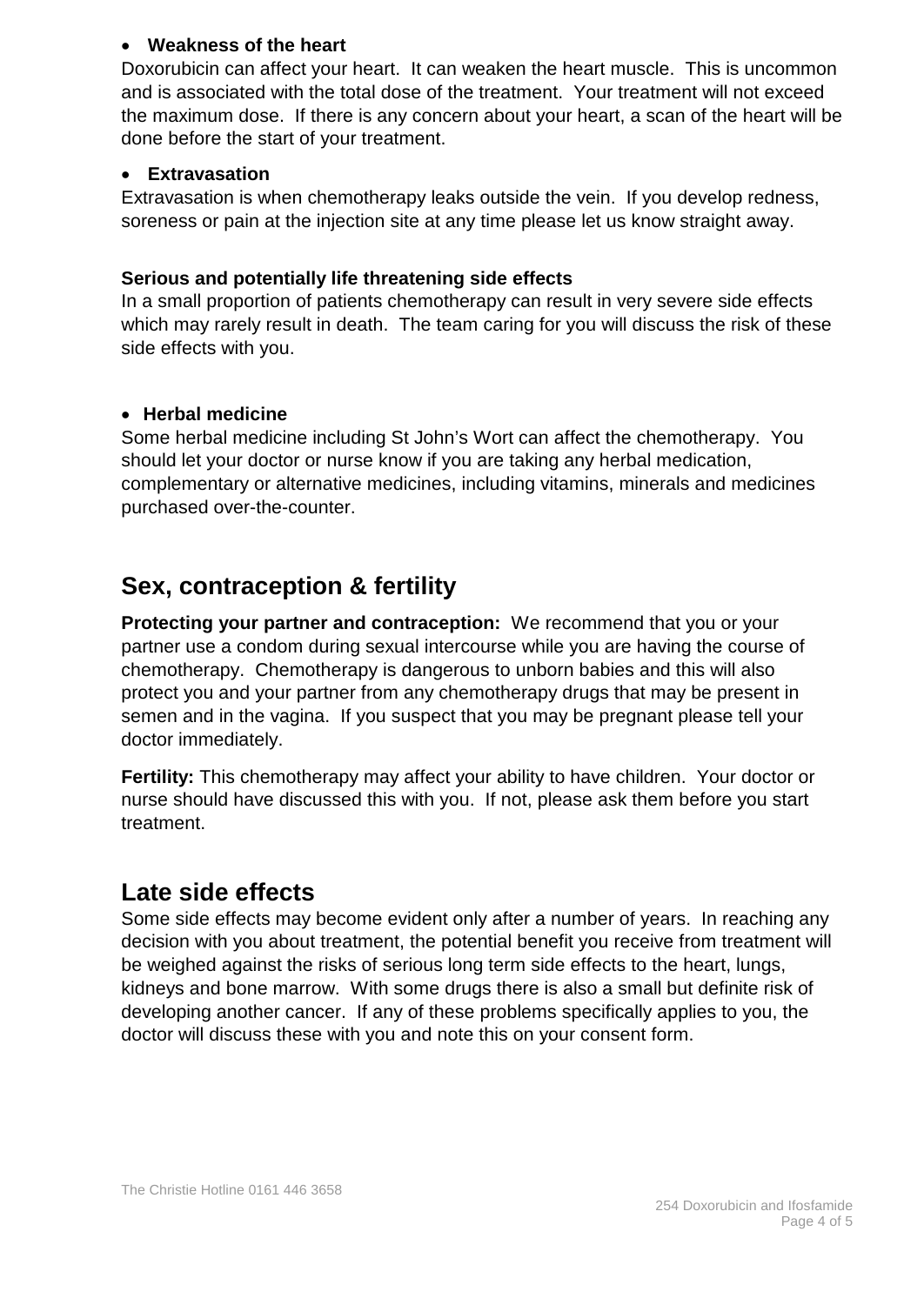- **Weakness of the heart**

Doxorubicin can affect your heart. It can weaken the heart muscle. This is uncommon and is associated with the total dose of the treatment. Your treatment will not exceed the maximum dose. If there is any concern about your heart, a scan of the heart will be done before the start of your treatment.

- **Extravasation**

Extravasation is when chemotherapy leaks outside the vein. If you develop redness, soreness or pain at the injection site at any time please let us know straight away.

**Serious and potentially life threatening side effects**

In a small proportion of patients chemotherapy can result in very severe side effects which may rarely result in death. The team caring for you will discuss the risk of these side effects with you.

- **Herbal medicine**

Some herbal medicine including St John's Wort can affect the chemotherapy. You should let your doctor or nurse know if you are taking any herbal medication, complementary or alternative medicines, including vitamins, minerals and medicines purchased over-the-counter.

## Sex, contraception & fertility

**Protecting your partner and contraception:** We recommend that you or your partner use a condom during sexual intercourse while you are having the course of chemotherapy. Chemotherapy is dangerous to unborn babies and this will also protect you and your partner from any chemotherapy drugs that may be present in semen and in the vagina. If you suspect that you may be pregnant please tell your doctor immediately.

**Fertility:** This chemotherapy may affect your ability to have children. Your doctor or nurse should have discussed this with you. If not, please ask them before you start treatment.

## Late side effects

Some side effects may become evident only after a number of years. In reaching any decision with you about treatment, the potential benefit you receive from treatment will be weighed against the risks of serious long term side effects to the heart, lungs, kidneys and bone marrow. With some drugs there is also a small but definite risk of developing another cancer. If any of these problems specifically applies to you, the doctor will discuss these with you and note this on your consent form.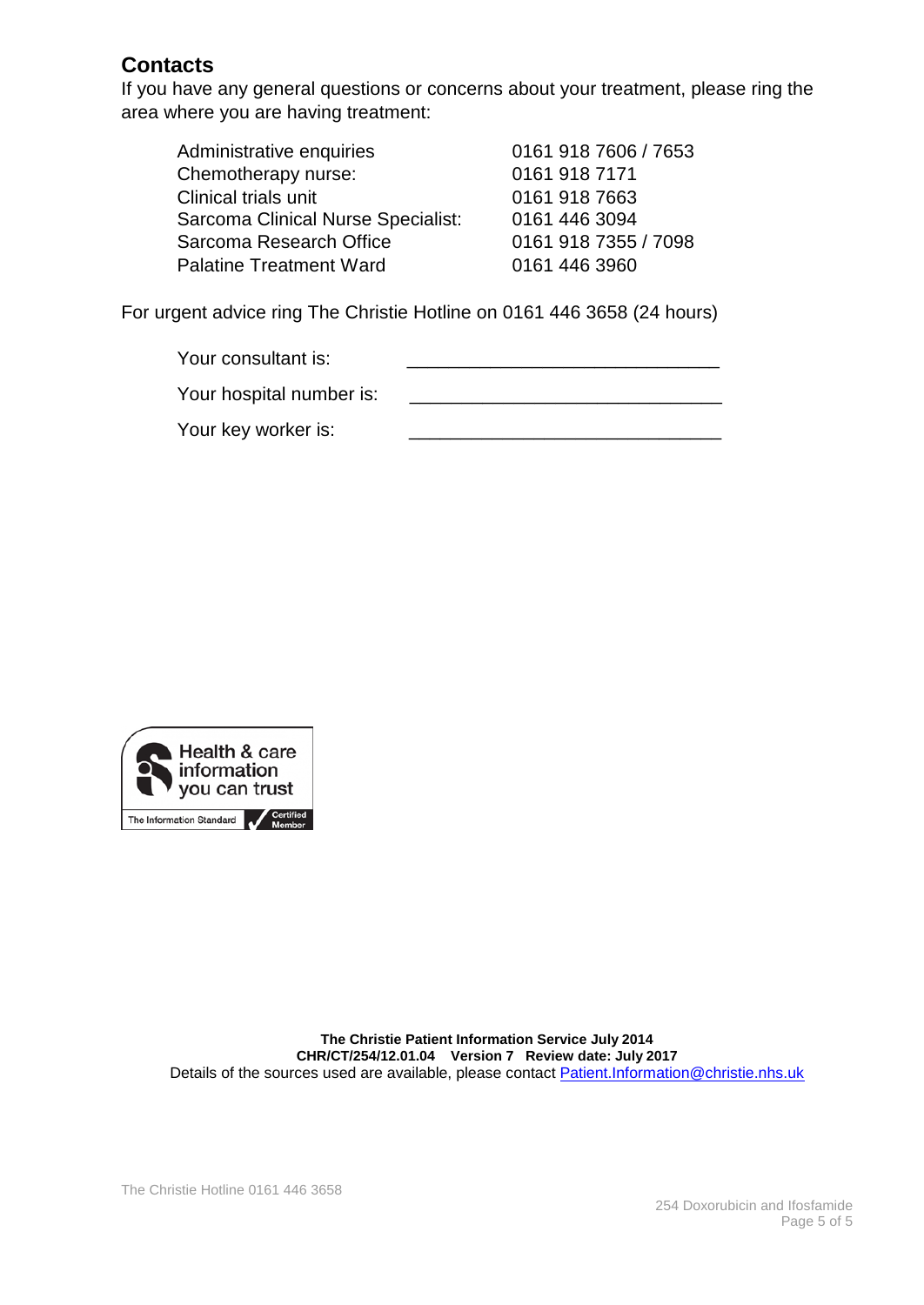## Contacts

If you have any general questions or concerns about your treatment, please ring the area where you are having treatment:

| | |
|---|---|
| Administrative enquiries | 0161 918 7606 / 7653 |
| Chemotherapy nurse: | 0161 918 7171 |
| Clinical trials unit | 0161 918 7663 |
| Sarcoma Clinical Nurse Specialist: | 0161 446 3094 |
| Sarcoma Research Office | 0161 918 7355 / 7098 |
| Palatine Treatment Ward | 0161 446 3960 |

For urgent advice ring The Christie Hotline on 0161 446 3658 (24 hours)

Your consultant is: ______________________________

Your hospital number is: ______________________________

Your key worker is: ______________________________

Health & care information you can trust

The Information Standard Certified Member

**The Christie Patient Information Service July 2014**
**CHR/CT/254/12.01.04 Version 7 Review date: July 2017**
Details of the sources used are available, please contact Patient.Information@christie.nhs.uk